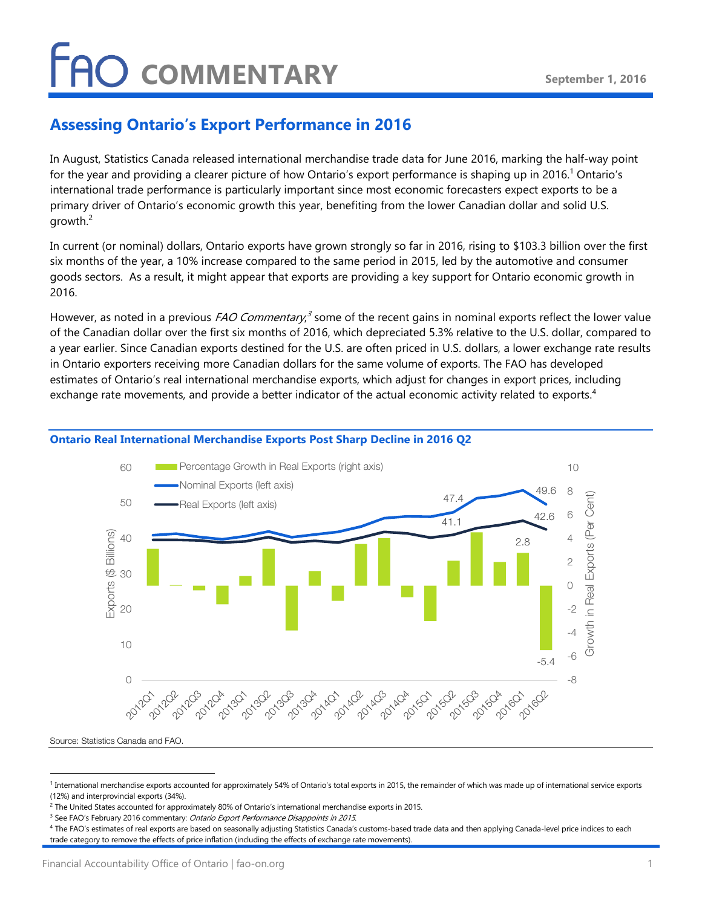# FAO COMMENTARY

September 1, 2016

## Assessing Ontario's Export Performance in 2016

In August, Statistics Canada released international merchandise trade data for June 2016, marking the half-way point for the year and providing a clearer picture of how Ontario's export performance is shaping up in 2016.[1] Ontario's international trade performance is particularly important since most economic forecasters expect exports to be a primary driver of Ontario's economic growth this year, benefiting from the lower Canadian dollar and solid U.S. growth.[2]

In current (or nominal) dollars, Ontario exports have grown strongly so far in 2016, rising to $103.3 billion over the first six months of the year, a 10% increase compared to the same period in 2015, led by the automotive and consumer goods sectors. As a result, it might appear that exports are providing a key support for Ontario economic growth in 2016.

However, as noted in a previous *FAO Commentary*,[3] some of the recent gains in nominal exports reflect the lower value of the Canadian dollar over the first six months of 2016, which depreciated 5.3% relative to the U.S. dollar, compared to a year earlier. Since Canadian exports destined for the U.S. are often priced in U.S. dollars, a lower exchange rate results in Ontario exporters receiving more Canadian dollars for the same volume of exports. The FAO has developed estimates of Ontario's real international merchandise exports, which adjust for changes in export prices, including exchange rate movements, and provide a better indicator of the actual economic activity related to exports.[4]

**Ontario Real International Merchandise Exports Post Sharp Decline in 2016 Q2**

Source: Statistics Canada and FAO.

---

[1] International merchandise exports accounted for approximately 54% of Ontario's total exports in 2015, the remainder of which was made up of international service exports (12%) and interprovincial exports (34%).

[2] The United States accounted for approximately 80% of Ontario's international merchandise exports in 2015.

[3] See FAO's February 2016 commentary: *Ontario Export Performance Disappoints in 2015.*

[4] The FAO's estimates of real exports are based on seasonally adjusting Statistics Canada's customs-based trade data and then applying Canada-level price indices to each trade category to remove the effects of price inflation (including the effects of exchange rate movements).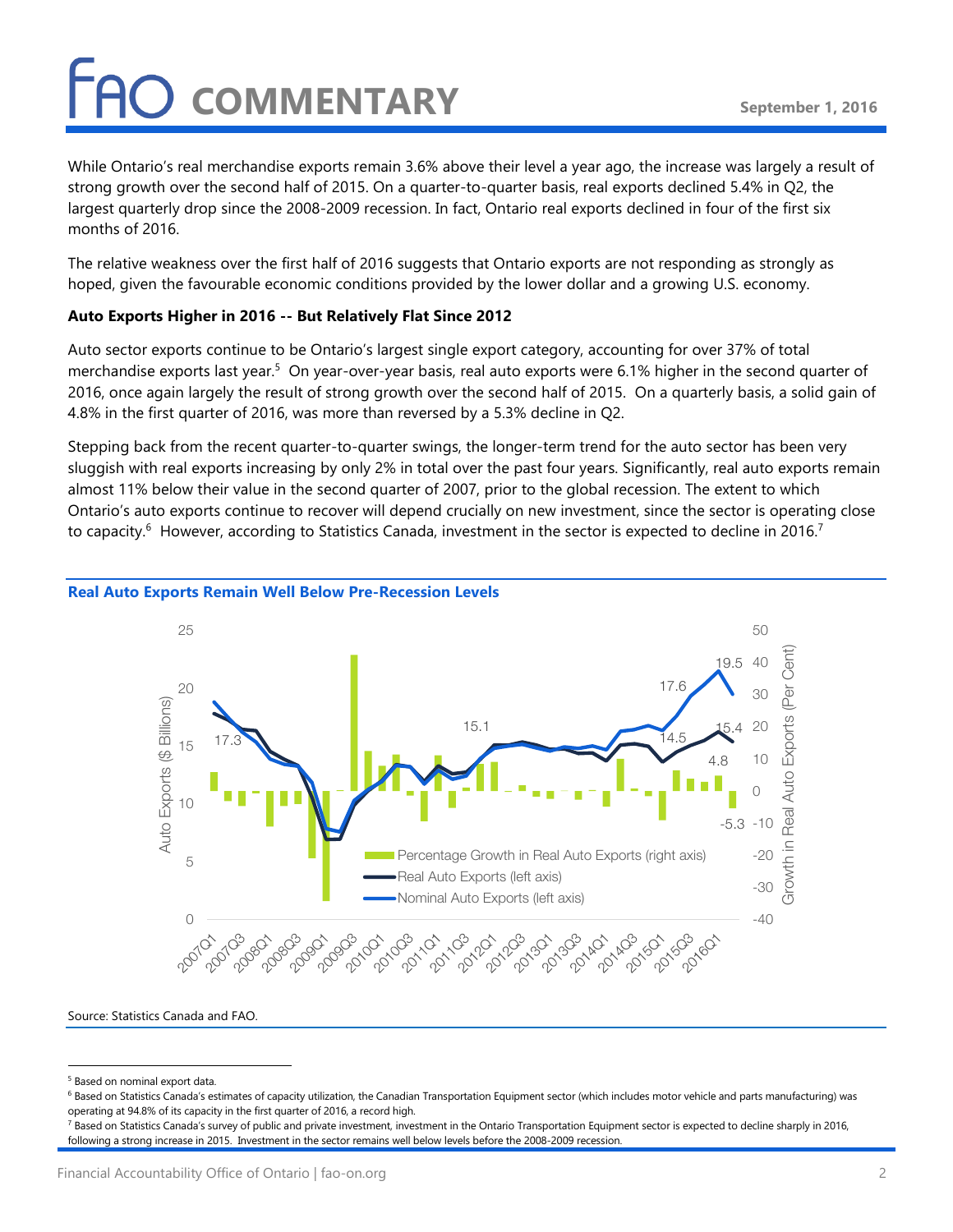While Ontario's real merchandise exports remain 3.6% above their level a year ago, the increase was largely a result of strong growth over the second half of 2015. On a quarter-to-quarter basis, real exports declined 5.4% in Q2, the largest quarterly drop since the 2008-2009 recession. In fact, Ontario real exports declined in four of the first six months of 2016.

The relative weakness over the first half of 2016 suggests that Ontario exports are not responding as strongly as hoped, given the favourable economic conditions provided by the lower dollar and a growing U.S. economy.

**Auto Exports Higher in 2016 -- But Relatively Flat Since 2012**

Auto sector exports continue to be Ontario's largest single export category, accounting for over 37% of total merchandise exports last year.[5] On year-over-year basis, real auto exports were 6.1% higher in the second quarter of 2016, once again largely the result of strong growth over the second half of 2015. On a quarterly basis, a solid gain of 4.8% in the first quarter of 2016, was more than reversed by a 5.3% decline in Q2.

Stepping back from the recent quarter-to-quarter swings, the longer-term trend for the auto sector has been very sluggish with real exports increasing by only 2% in total over the past four years. Significantly, real auto exports remain almost 11% below their value in the second quarter of 2007, prior to the global recession. The extent to which Ontario's auto exports continue to recover will depend crucially on new investment, since the sector is operating close to capacity.[6] However, according to Statistics Canada, investment in the sector is expected to decline in 2016.[7]

**Real Auto Exports Remain Well Below Pre-Recession Levels**

Source: Statistics Canada and FAO.

---

[5] Based on nominal export data.

[6] Based on Statistics Canada's estimates of capacity utilization, the Canadian Transportation Equipment sector (which includes motor vehicle and parts manufacturing) was operating at 94.8% of its capacity in the first quarter of 2016, a record high.

[7] Based on Statistics Canada's survey of public and private investment, investment in the Ontario Transportation Equipment sector is expected to decline sharply in 2016, following a strong increase in 2015. Investment in the sector remains well below levels before the 2008-2009 recession.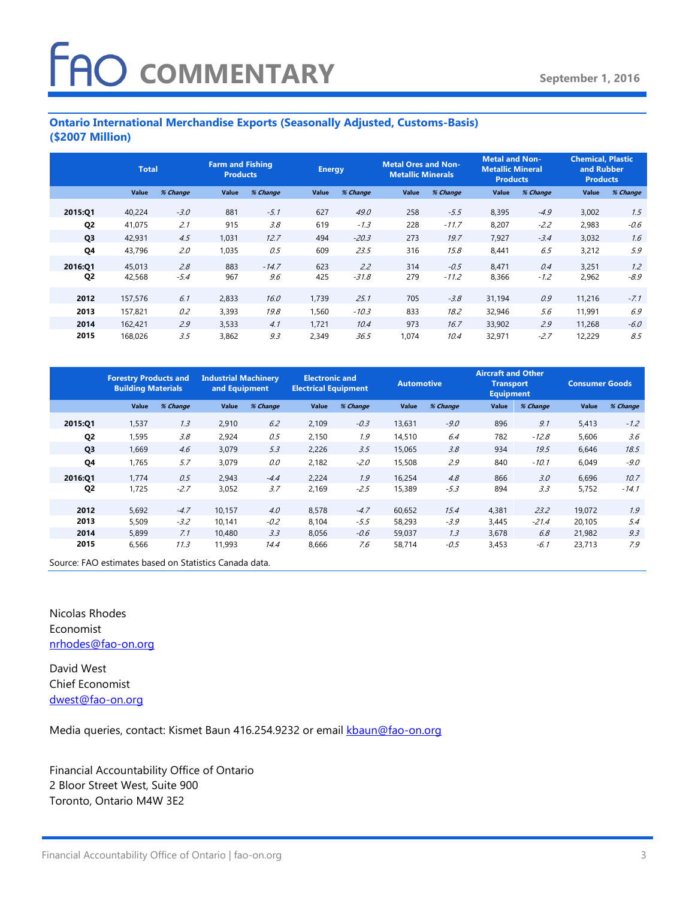### Ontario International Merchandise Exports (Seasonally Adjusted, Customs-Basis) ($2007 Million)

| | Total | | Farm and Fishing Products | | Energy | | Metal Ores and Non-Metallic Minerals | | Metal and Non-Metallic Mineral Products | | Chemical, Plastic and Rubber Products | |
|---|---|---|---|---|---|---|---|---|---|---|---|---|
| | Value | *% Change* | Value | *% Change* | Value | *% Change* | Value | *% Change* | Value | *% Change* | Value | *% Change* |
| **2015:Q1** | 40,224 | *-3.0* | 881 | *-5.1* | 627 | *49.0* | 258 | *-5.5* | 8,395 | *-4.9* | 3,002 | *1.5* |
| **Q2** | 41,075 | *2.1* | 915 | *3.8* | 619 | *-1.3* | 228 | *-11.7* | 8,207 | *-2.2* | 2,983 | *-0.6* |
| **Q3** | 42,931 | *4.5* | 1,031 | *12.7* | 494 | *-20.3* | 273 | *19.7* | 7,927 | *-3.4* | 3,032 | *1.6* |
| **Q4** | 43,796 | *2.0* | 1,035 | *0.5* | 609 | *23.5* | 316 | *15.8* | 8,441 | *6.5* | 3,212 | *5.9* |
| **2016:Q1** | 45,013 | *2.8* | 883 | *-14.7* | 623 | *2.2* | 314 | *-0.5* | 8,471 | *0.4* | 3,251 | *1.2* |
| **Q2** | 42,568 | *-5.4* | 967 | *9.6* | 425 | *-31.8* | 279 | *-11.2* | 8,366 | *-1.2* | 2,962 | *-8.9* |
| **2012** | 157,576 | *6.1* | 2,833 | *16.0* | 1,739 | *25.1* | 705 | *-3.8* | 31,194 | *0.9* | 11,216 | *-7.1* |
| **2013** | 157,821 | *0.2* | 3,393 | *19.8* | 1,560 | *-10.3* | 833 | *18.2* | 32,946 | *5.6* | 11,991 | *6.9* |
| **2014** | 162,421 | *2.9* | 3,533 | *4.1* | 1,721 | *10.4* | 973 | *16.7* | 33,902 | *2.9* | 11,268 | *-6.0* |
| **2015** | 168,026 | *3.5* | 3,862 | *9.3* | 2,349 | *36.5* | 1,074 | *10.4* | 32,971 | *-2.7* | 12,229 | *8.5* |

| | Forestry Products and Building Materials | | Industrial Machinery and Equipment | | Electronic and Electrical Equipment | | Automotive | | Aircraft and Other Transport Equipment | | Consumer Goods | |
|---|---|---|---|---|---|---|---|---|---|---|---|---|
| | Value | *% Change* | Value | *% Change* | Value | *% Change* | Value | *% Change* | Value | *% Change* | Value | *% Change* |
| **2015:Q1** | 1,537 | *1.3* | 2,910 | *6.2* | 2,109 | *-0.3* | 13,631 | *-9.0* | 896 | *9.1* | 5,413 | *-1.2* |
| **Q2** | 1,595 | *3.8* | 2,924 | *0.5* | 2,150 | *1.9* | 14,510 | *6.4* | 782 | *-12.8* | 5,606 | *3.6* |
| **Q3** | 1,669 | *4.6* | 3,079 | *5.3* | 2,226 | *3.5* | 15,065 | *3.8* | 934 | *19.5* | 6,646 | *18.5* |
| **Q4** | 1,765 | *5.7* | 3,079 | *0.0* | 2,182 | *-2.0* | 15,508 | *2.9* | 840 | *-10.1* | 6,049 | *-9.0* |
| **2016:Q1** | 1,774 | *0.5* | 2,943 | *-4.4* | 2,224 | *1.9* | 16,254 | *4.8* | 866 | *3.0* | 6,696 | *10.7* |
| **Q2** | 1,725 | *-2.7* | 3,052 | *3.7* | 2,169 | *-2.5* | 15,389 | *-5.3* | 894 | *3.3* | 5,752 | *-14.1* |
| **2012** | 5,692 | *-4.7* | 10,157 | *4.0* | 8,578 | *-4.7* | 60,652 | *15.4* | 4,381 | *23.2* | 19,072 | *1.9* |
| **2013** | 5,509 | *-3.2* | 10,141 | *-0.2* | 8,104 | *-5.5* | 58,293 | *-3.9* | 3,445 | *-21.4* | 20,105 | *5.4* |
| **2014** | 5,899 | *7.1* | 10,480 | *3.3* | 8,056 | *-0.6* | 59,037 | *1.3* | 3,678 | *6.8* | 21,982 | *9.3* |
| **2015** | 6,566 | *11.3* | 11,993 | *14.4* | 8,666 | *7.6* | 58,714 | *-0.5* | 3,453 | *-6.1* | 23,713 | *7.9* |

Source: FAO estimates based on Statistics Canada data.

Nicolas Rhodes
Economist
nrhodes@fao-on.org

David West
Chief Economist
dwest@fao-on.org

Media queries, contact: Kismet Baun 416.254.9232 or email kbaun@fao-on.org

Financial Accountability Office of Ontario
2 Bloor Street West, Suite 900
Toronto, Ontario M4W 3E2